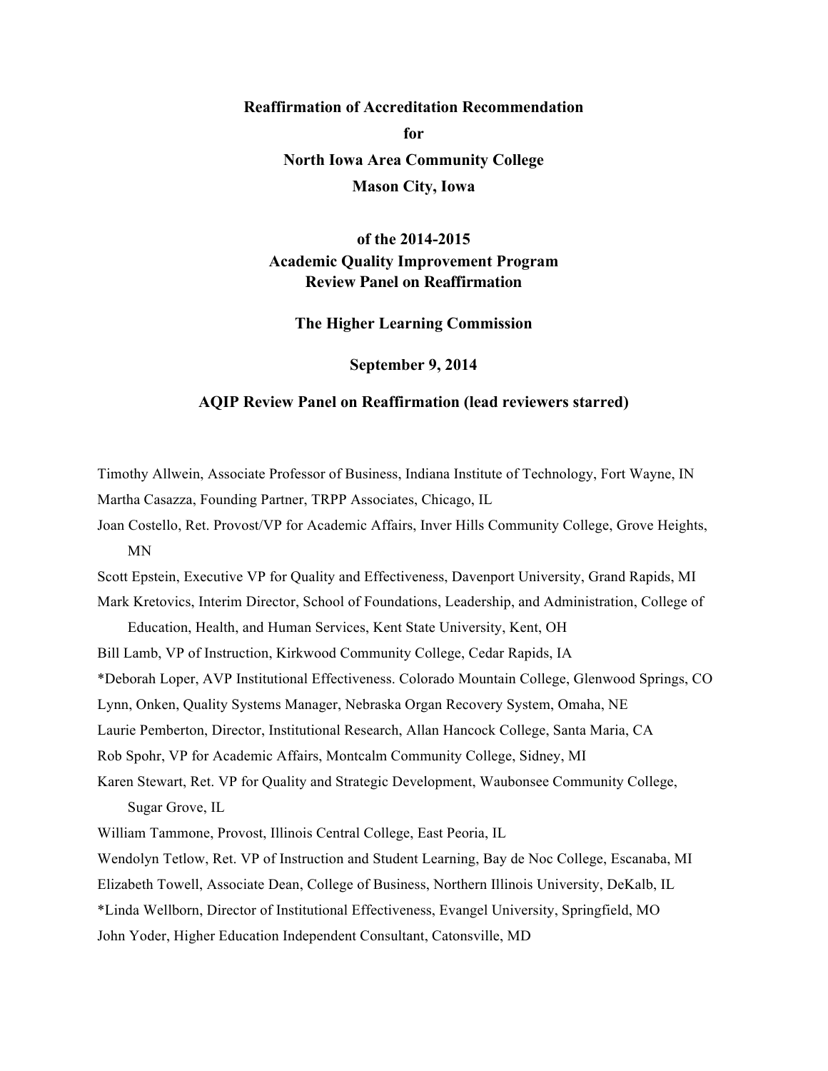**Reaffirmation of Accreditation Recommendation**

**for**

**North Iowa Area Community College**

**Mason City, Iowa**

**of the 2014-2015**

**Academic Quality Improvement Program**

**Review Panel on Reaffirmation**

**The Higher Learning Commission**

**September 9, 2014**

**AQIP Review Panel on Reaffirmation (lead reviewers starred)**

Timothy Allwein, Associate Professor of Business, Indiana Institute of Technology, Fort Wayne, IN

Martha Casazza, Founding Partner, TRPP Associates, Chicago, IL

Joan Costello, Ret. Provost/VP for Academic Affairs, Inver Hills Community College, Grove Heights, MN

Scott Epstein, Executive VP for Quality and Effectiveness, Davenport University, Grand Rapids, MI

Mark Kretovics, Interim Director, School of Foundations, Leadership, and Administration, College of Education, Health, and Human Services, Kent State University, Kent, OH

Bill Lamb, VP of Instruction, Kirkwood Community College, Cedar Rapids, IA

*Deborah Loper, AVP Institutional Effectiveness. Colorado Mountain College, Glenwood Springs, CO

Lynn, Onken, Quality Systems Manager, Nebraska Organ Recovery System, Omaha, NE

Laurie Pemberton, Director, Institutional Research, Allan Hancock College, Santa Maria, CA

Rob Spohr, VP for Academic Affairs, Montcalm Community College, Sidney, MI

Karen Stewart, Ret. VP for Quality and Strategic Development, Waubonsee Community College, Sugar Grove, IL

William Tammone, Provost, Illinois Central College, East Peoria, IL

Wendolyn Tetlow, Ret. VP of Instruction and Student Learning, Bay de Noc College, Escanaba, MI

Elizabeth Towell, Associate Dean, College of Business, Northern Illinois University, DeKalb, IL

*Linda Wellborn, Director of Institutional Effectiveness, Evangel University, Springfield, MO

John Yoder, Higher Education Independent Consultant, Catonsville, MD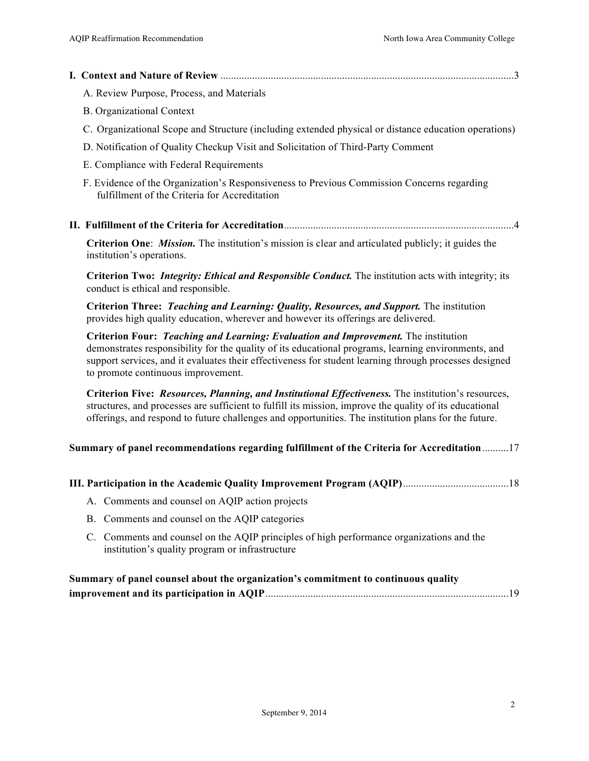**I. Context and Nature of Review** ..............................................................................................................3

A. Review Purpose, Process, and Materials

B. Organizational Context

C. Organizational Scope and Structure (including extended physical or distance education operations)

D. Notification of Quality Checkup Visit and Solicitation of Third-Party Comment

E. Compliance with Federal Requirements

F. Evidence of the Organization's Responsiveness to Previous Commission Concerns regarding fulfillment of the Criteria for Accreditation

**II. Fulfillment of the Criteria for Accreditation**.......................................................................................4

**Criterion One**: ***Mission.*** The institution's mission is clear and articulated publicly; it guides the institution's operations.

**Criterion Two:** ***Integrity: Ethical and Responsible Conduct.*** The institution acts with integrity; its conduct is ethical and responsible.

**Criterion Three:** ***Teaching and Learning: Quality, Resources, and Support.*** The institution provides high quality education, wherever and however its offerings are delivered.

**Criterion Four:** ***Teaching and Learning: Evaluation and Improvement.*** The institution demonstrates responsibility for the quality of its educational programs, learning environments, and support services, and it evaluates their effectiveness for student learning through processes designed to promote continuous improvement.

**Criterion Five:** ***Resources, Planning, and Institutional Effectiveness.*** The institution's resources, structures, and processes are sufficient to fulfill its mission, improve the quality of its educational offerings, and respond to future challenges and opportunities. The institution plans for the future.

**Summary of panel recommendations regarding fulfillment of the Criteria for Accreditation**..........17

**III. Participation in the Academic Quality Improvement Program (AQIP)**........................................18

A. Comments and counsel on AQIP action projects

B. Comments and counsel on the AQIP categories

C. Comments and counsel on the AQIP principles of high performance organizations and the institution's quality program or infrastructure

**Summary of panel counsel about the organization's commitment to continuous quality improvement and its participation in AQIP**...........................................................................................19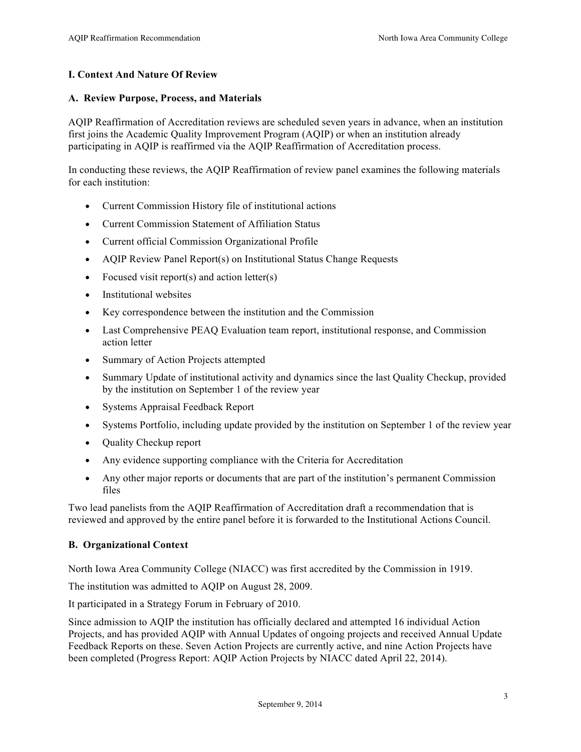## I. Context And Nature Of Review

### A. Review Purpose, Process, and Materials

AQIP Reaffirmation of Accreditation reviews are scheduled seven years in advance, when an institution first joins the Academic Quality Improvement Program (AQIP) or when an institution already participating in AQIP is reaffirmed via the AQIP Reaffirmation of Accreditation process.

In conducting these reviews, the AQIP Reaffirmation of review panel examines the following materials for each institution:

- Current Commission History file of institutional actions
- Current Commission Statement of Affiliation Status
- Current official Commission Organizational Profile
- AQIP Review Panel Report(s) on Institutional Status Change Requests
- Focused visit report(s) and action letter(s)
- Institutional websites
- Key correspondence between the institution and the Commission
- Last Comprehensive PEAQ Evaluation team report, institutional response, and Commission action letter
- Summary of Action Projects attempted
- Summary Update of institutional activity and dynamics since the last Quality Checkup, provided by the institution on September 1 of the review year
- Systems Appraisal Feedback Report
- Systems Portfolio, including update provided by the institution on September 1 of the review year
- Quality Checkup report
- Any evidence supporting compliance with the Criteria for Accreditation
- Any other major reports or documents that are part of the institution's permanent Commission files

Two lead panelists from the AQIP Reaffirmation of Accreditation draft a recommendation that is reviewed and approved by the entire panel before it is forwarded to the Institutional Actions Council.

### B. Organizational Context

North Iowa Area Community College (NIACC) was first accredited by the Commission in 1919.

The institution was admitted to AQIP on August 28, 2009.

It participated in a Strategy Forum in February of 2010.

Since admission to AQIP the institution has officially declared and attempted 16 individual Action Projects, and has provided AQIP with Annual Updates of ongoing projects and received Annual Update Feedback Reports on these. Seven Action Projects are currently active, and nine Action Projects have been completed (Progress Report: AQIP Action Projects by NIACC dated April 22, 2014).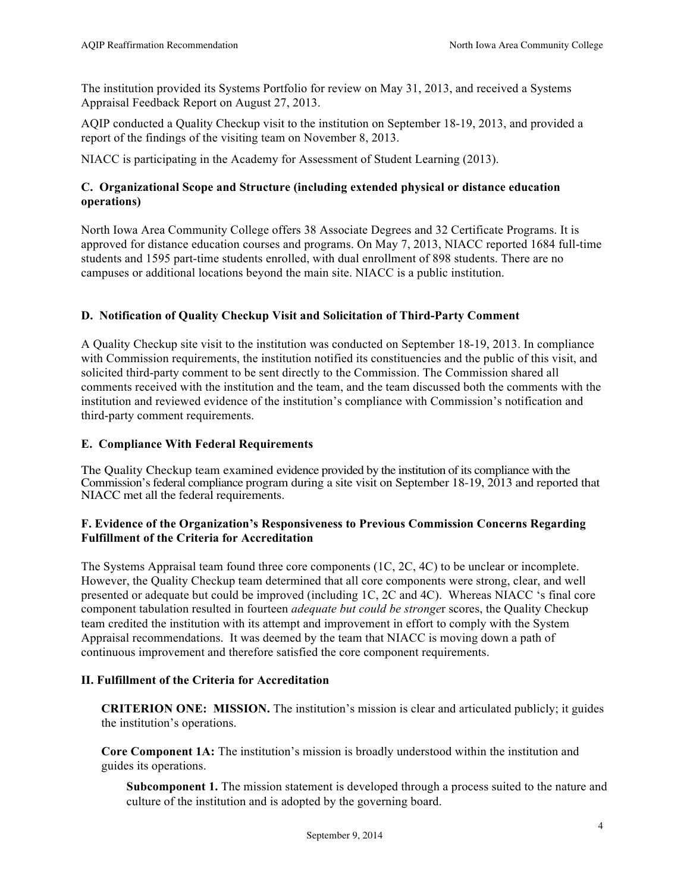The institution provided its Systems Portfolio for review on May 31, 2013, and received a Systems Appraisal Feedback Report on August 27, 2013.

AQIP conducted a Quality Checkup visit to the institution on September 18-19, 2013, and provided a report of the findings of the visiting team on November 8, 2013.

NIACC is participating in the Academy for Assessment of Student Learning (2013).

### C. Organizational Scope and Structure (including extended physical or distance education operations)

North Iowa Area Community College offers 38 Associate Degrees and 32 Certificate Programs. It is approved for distance education courses and programs. On May 7, 2013, NIACC reported 1684 full-time students and 1595 part-time students enrolled, with dual enrollment of 898 students. There are no campuses or additional locations beyond the main site. NIACC is a public institution.

### D. Notification of Quality Checkup Visit and Solicitation of Third-Party Comment

A Quality Checkup site visit to the institution was conducted on September 18-19, 2013. In compliance with Commission requirements, the institution notified its constituencies and the public of this visit, and solicited third-party comment to be sent directly to the Commission. The Commission shared all comments received with the institution and the team, and the team discussed both the comments with the institution and reviewed evidence of the institution's compliance with Commission's notification and third-party comment requirements.

### E. Compliance With Federal Requirements

The Quality Checkup team examined evidence provided by the institution of its compliance with the Commission's federal compliance program during a site visit on September 18-19, 2013 and reported that NIACC met all the federal requirements.

### F. Evidence of the Organization's Responsiveness to Previous Commission Concerns Regarding Fulfillment of the Criteria for Accreditation

The Systems Appraisal team found three core components (1C, 2C, 4C) to be unclear or incomplete. However, the Quality Checkup team determined that all core components were strong, clear, and well presented or adequate but could be improved (including 1C, 2C and 4C). Whereas NIACC 's final core component tabulation resulted in fourteen *adequate but could be stronge*r scores, the Quality Checkup team credited the institution with its attempt and improvement in effort to comply with the System Appraisal recommendations. It was deemed by the team that NIACC is moving down a path of continuous improvement and therefore satisfied the core component requirements.

## II. Fulfillment of the Criteria for Accreditation

**CRITERION ONE: MISSION.** The institution's mission is clear and articulated publicly; it guides the institution's operations.

**Core Component 1A:** The institution's mission is broadly understood within the institution and guides its operations.

**Subcomponent 1.** The mission statement is developed through a process suited to the nature and culture of the institution and is adopted by the governing board.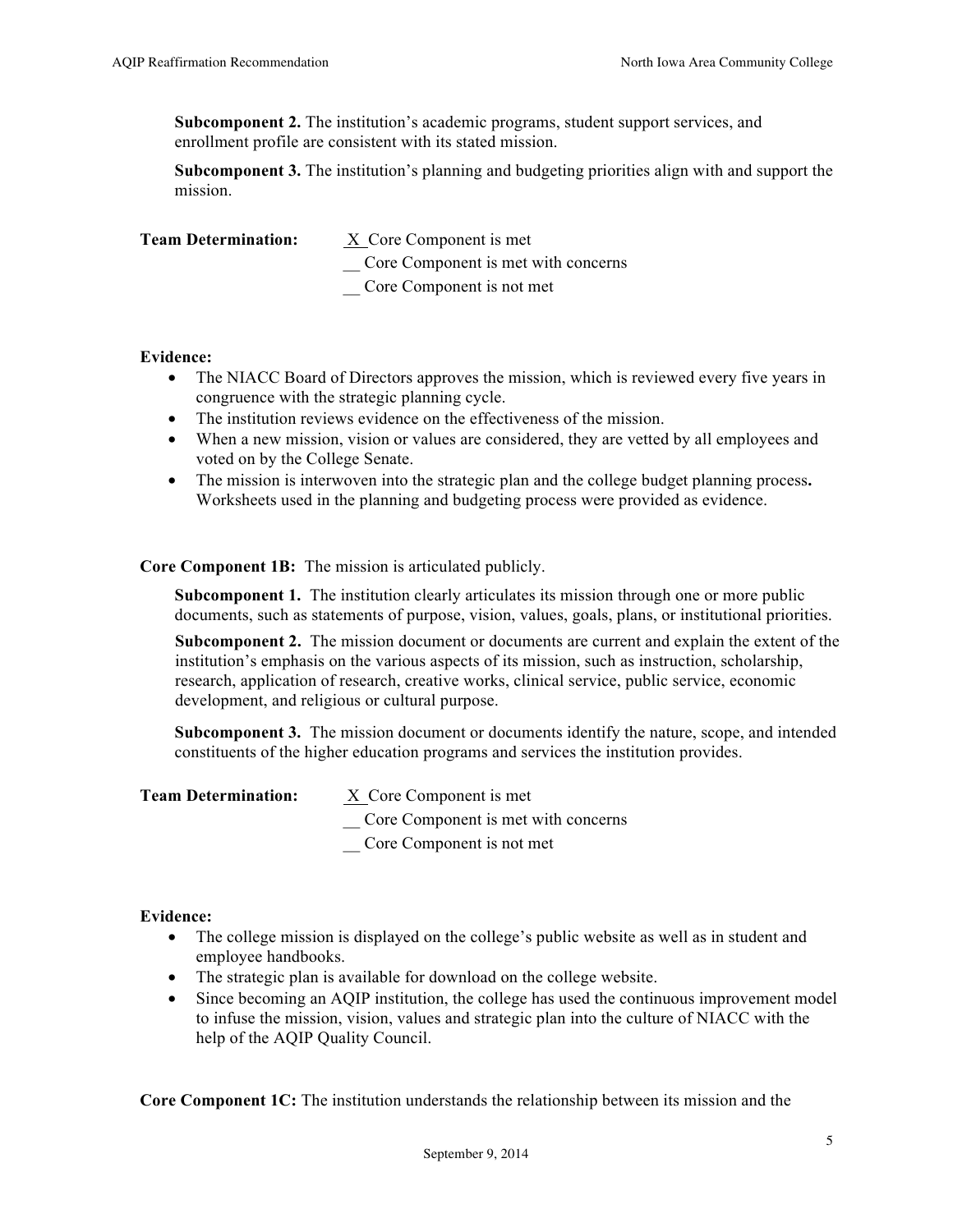**Subcomponent 2.** The institution's academic programs, student support services, and enrollment profile are consistent with its stated mission.

**Subcomponent 3.** The institution's planning and budgeting priorities align with and support the mission.

**Team Determination:**

X Core Component is met

__ Core Component is met with concerns

__ Core Component is not met

**Evidence:**

- The NIACC Board of Directors approves the mission, which is reviewed every five years in congruence with the strategic planning cycle.
- The institution reviews evidence on the effectiveness of the mission.
- When a new mission, vision or values are considered, they are vetted by all employees and voted on by the College Senate.
- The mission is interwoven into the strategic plan and the college budget planning process**.** Worksheets used in the planning and budgeting process were provided as evidence.

**Core Component 1B:** The mission is articulated publicly.

**Subcomponent 1.** The institution clearly articulates its mission through one or more public documents, such as statements of purpose, vision, values, goals, plans, or institutional priorities.

**Subcomponent 2.** The mission document or documents are current and explain the extent of the institution's emphasis on the various aspects of its mission, such as instruction, scholarship, research, application of research, creative works, clinical service, public service, economic development, and religious or cultural purpose.

**Subcomponent 3.** The mission document or documents identify the nature, scope, and intended constituents of the higher education programs and services the institution provides.

**Team Determination:**

X Core Component is met

__ Core Component is met with concerns

__ Core Component is not met

**Evidence:**

- The college mission is displayed on the college's public website as well as in student and employee handbooks.
- The strategic plan is available for download on the college website.
- Since becoming an AQIP institution, the college has used the continuous improvement model to infuse the mission, vision, values and strategic plan into the culture of NIACC with the help of the AQIP Quality Council.

**Core Component 1C:** The institution understands the relationship between its mission and the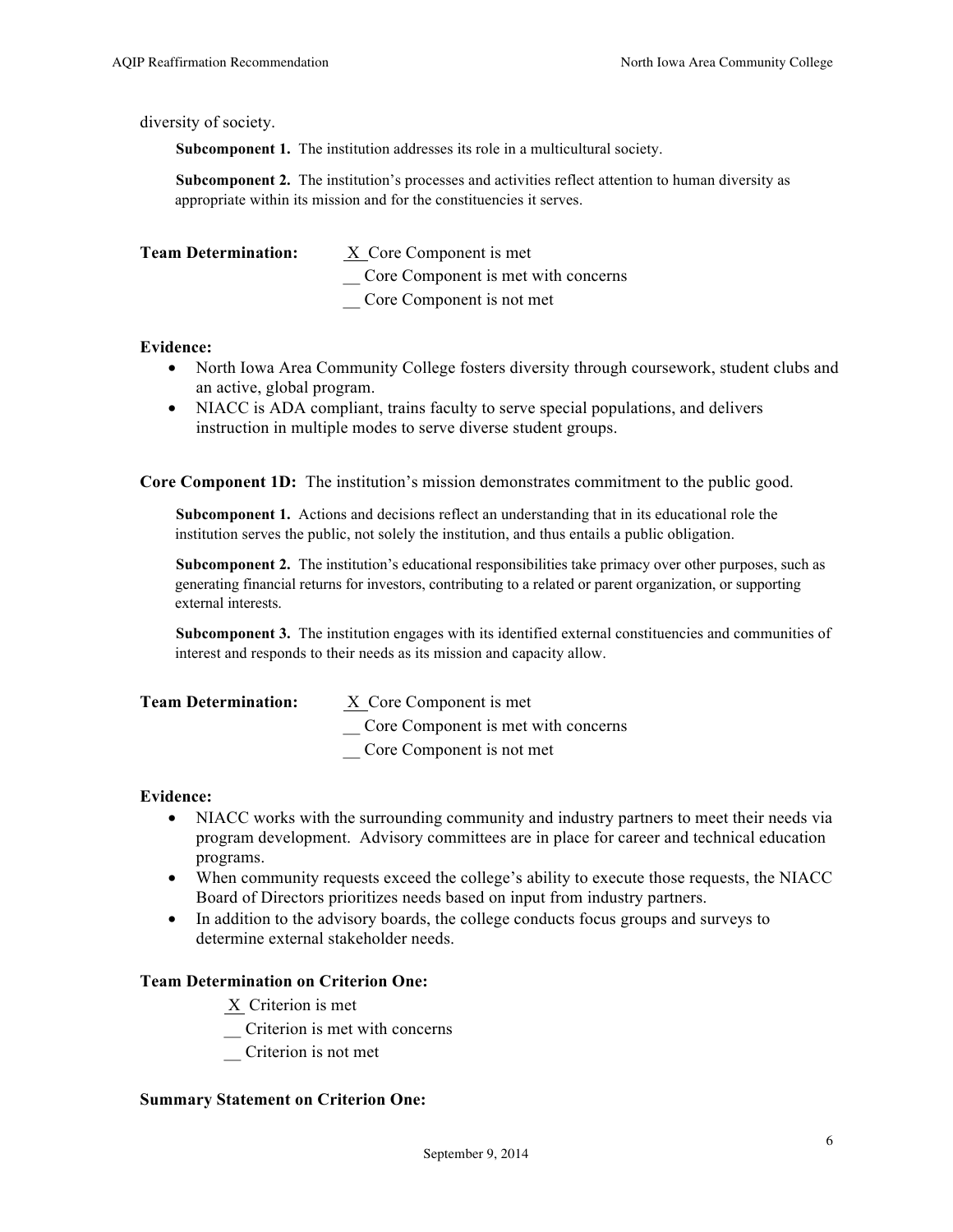diversity of society.

**Subcomponent 1.** The institution addresses its role in a multicultural society.

**Subcomponent 2.** The institution's processes and activities reflect attention to human diversity as appropriate within its mission and for the constituencies it serves.

**Team Determination:** X Core Component is met
__ Core Component is met with concerns
__ Core Component is not met

**Evidence:**

- North Iowa Area Community College fosters diversity through coursework, student clubs and an active, global program.
- NIACC is ADA compliant, trains faculty to serve special populations, and delivers instruction in multiple modes to serve diverse student groups.

**Core Component 1D:** The institution's mission demonstrates commitment to the public good.

**Subcomponent 1.** Actions and decisions reflect an understanding that in its educational role the institution serves the public, not solely the institution, and thus entails a public obligation.

**Subcomponent 2.** The institution's educational responsibilities take primacy over other purposes, such as generating financial returns for investors, contributing to a related or parent organization, or supporting external interests.

**Subcomponent 3.** The institution engages with its identified external constituencies and communities of interest and responds to their needs as its mission and capacity allow.

**Team Determination:** X Core Component is met
__ Core Component is met with concerns
__ Core Component is not met

**Evidence:**

- NIACC works with the surrounding community and industry partners to meet their needs via program development. Advisory committees are in place for career and technical education programs.
- When community requests exceed the college's ability to execute those requests, the NIACC Board of Directors prioritizes needs based on input from industry partners.
- In addition to the advisory boards, the college conducts focus groups and surveys to determine external stakeholder needs.

**Team Determination on Criterion One:**

X Criterion is met
__ Criterion is met with concerns
__ Criterion is not met

**Summary Statement on Criterion One:**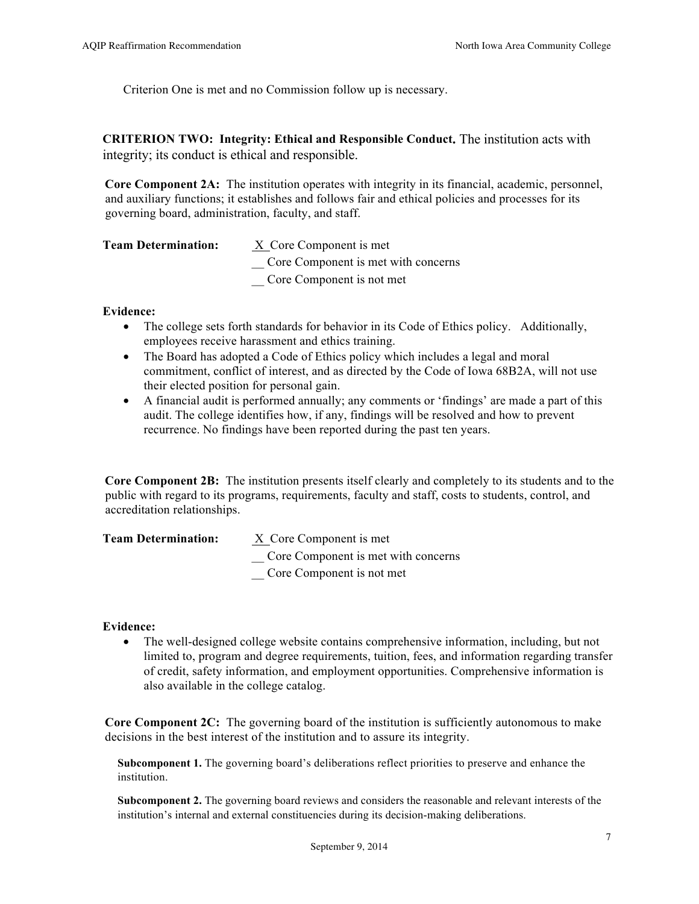Criterion One is met and no Commission follow up is necessary.

**CRITERION TWO: Integrity: Ethical and Responsible Conduct.** The institution acts with integrity; its conduct is ethical and responsible.

**Core Component 2A:** The institution operates with integrity in its financial, academic, personnel, and auxiliary functions; it establishes and follows fair and ethical policies and processes for its governing board, administration, faculty, and staff.

**Team Determination:** 

X Core Component is met
__ Core Component is met with concerns
__ Core Component is not met

**Evidence:**

- The college sets forth standards for behavior in its Code of Ethics policy. Additionally, employees receive harassment and ethics training.
- The Board has adopted a Code of Ethics policy which includes a legal and moral commitment, conflict of interest, and as directed by the Code of Iowa 68B2A, will not use their elected position for personal gain.
- A financial audit is performed annually; any comments or 'findings' are made a part of this audit. The college identifies how, if any, findings will be resolved and how to prevent recurrence. No findings have been reported during the past ten years.

**Core Component 2B:** The institution presents itself clearly and completely to its students and to the public with regard to its programs, requirements, faculty and staff, costs to students, control, and accreditation relationships.

**Team Determination:** 

X Core Component is met
__ Core Component is met with concerns
__ Core Component is not met

**Evidence:**

- The well-designed college website contains comprehensive information, including, but not limited to, program and degree requirements, tuition, fees, and information regarding transfer of credit, safety information, and employment opportunities. Comprehensive information is also available in the college catalog.

**Core Component 2C:** The governing board of the institution is sufficiently autonomous to make decisions in the best interest of the institution and to assure its integrity.

**Subcomponent 1.** The governing board's deliberations reflect priorities to preserve and enhance the institution.

**Subcomponent 2.** The governing board reviews and considers the reasonable and relevant interests of the institution's internal and external constituencies during its decision-making deliberations.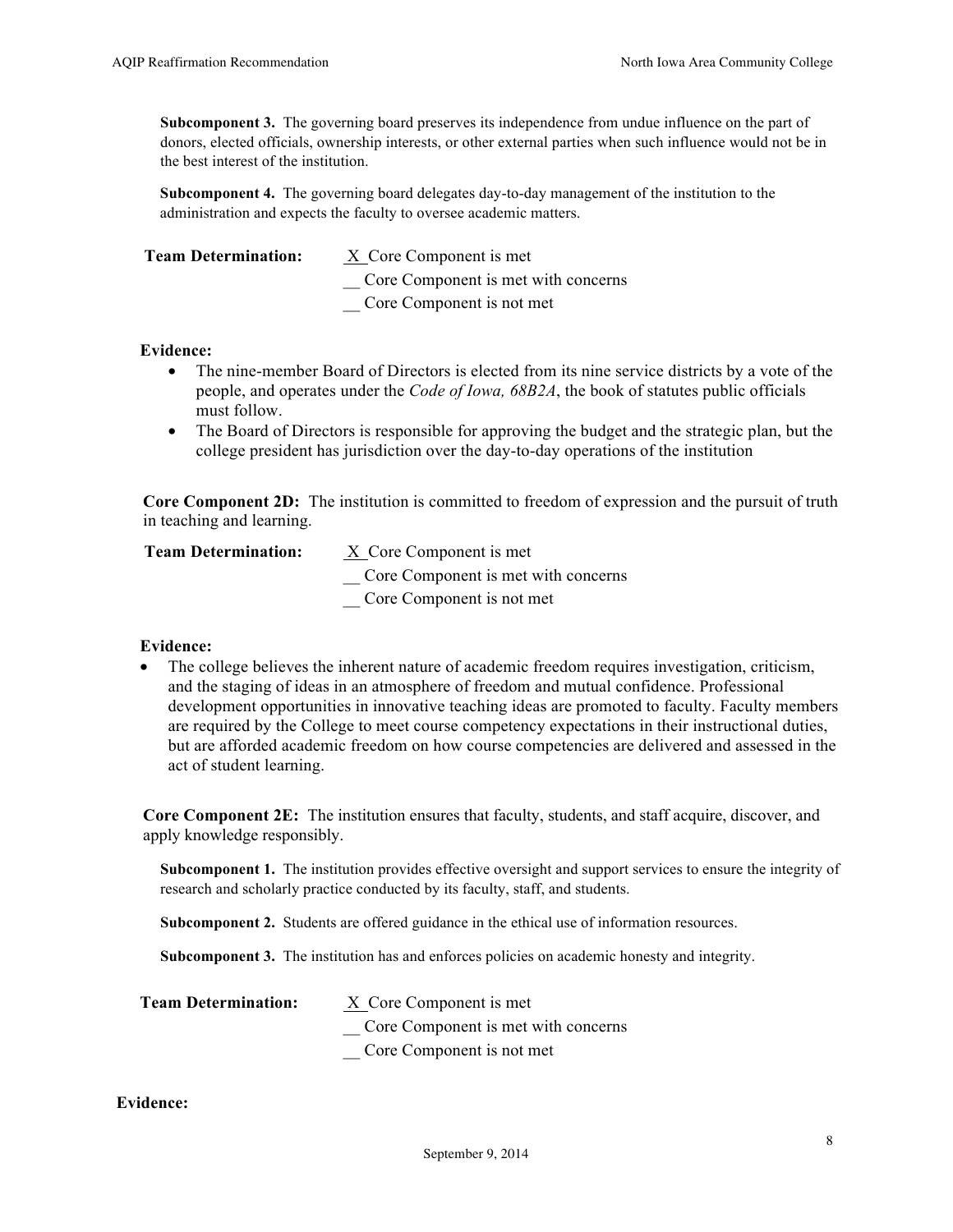**Subcomponent 3.** The governing board preserves its independence from undue influence on the part of donors, elected officials, ownership interests, or other external parties when such influence would not be in the best interest of the institution.

**Subcomponent 4.** The governing board delegates day-to-day management of the institution to the administration and expects the faculty to oversee academic matters.

**Team Determination:** X Core Component is met
__ Core Component is met with concerns
__ Core Component is not met

**Evidence:**

- The nine-member Board of Directors is elected from its nine service districts by a vote of the people, and operates under the *Code of Iowa, 68B2A*, the book of statutes public officials must follow.
- The Board of Directors is responsible for approving the budget and the strategic plan, but the college president has jurisdiction over the day-to-day operations of the institution

**Core Component 2D:** The institution is committed to freedom of expression and the pursuit of truth in teaching and learning.

**Team Determination:** X Core Component is met
__ Core Component is met with concerns
__ Core Component is not met

**Evidence:**

- The college believes the inherent nature of academic freedom requires investigation, criticism, and the staging of ideas in an atmosphere of freedom and mutual confidence. Professional development opportunities in innovative teaching ideas are promoted to faculty. Faculty members are required by the College to meet course competency expectations in their instructional duties, but are afforded academic freedom on how course competencies are delivered and assessed in the act of student learning.

**Core Component 2E:** The institution ensures that faculty, students, and staff acquire, discover, and apply knowledge responsibly.

**Subcomponent 1.** The institution provides effective oversight and support services to ensure the integrity of research and scholarly practice conducted by its faculty, staff, and students.

**Subcomponent 2.** Students are offered guidance in the ethical use of information resources.

**Subcomponent 3.** The institution has and enforces policies on academic honesty and integrity.

**Team Determination:** X Core Component is met
__ Core Component is met with concerns
__ Core Component is not met

**Evidence:**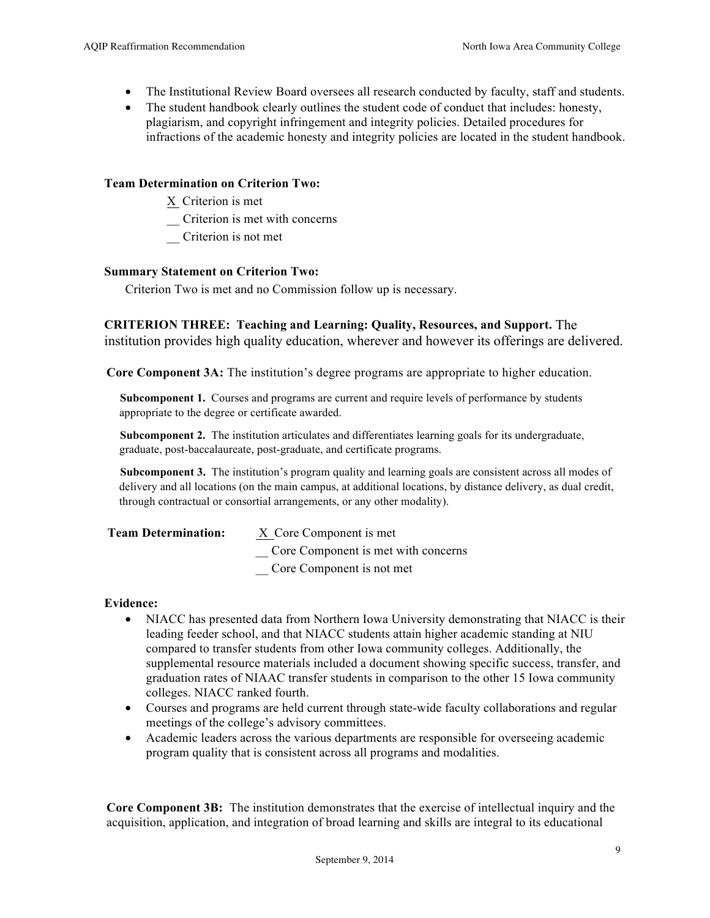- The Institutional Review Board oversees all research conducted by faculty, staff and students.
- The student handbook clearly outlines the student code of conduct that includes: honesty, plagiarism, and copyright infringement and integrity policies. Detailed procedures for infractions of the academic honesty and integrity policies are located in the student handbook.

**Team Determination on Criterion Two:**

X Criterion is met
__ Criterion is met with concerns
__ Criterion is not met

**Summary Statement on Criterion Two:**

Criterion Two is met and no Commission follow up is necessary.

**CRITERION THREE: Teaching and Learning: Quality, Resources, and Support.** The institution provides high quality education, wherever and however its offerings are delivered.

**Core Component 3A:** The institution's degree programs are appropriate to higher education.

**Subcomponent 1.** Courses and programs are current and require levels of performance by students appropriate to the degree or certificate awarded.

**Subcomponent 2.** The institution articulates and differentiates learning goals for its undergraduate, graduate, post-baccalaureate, post-graduate, and certificate programs.

**Subcomponent 3.** The institution's program quality and learning goals are consistent across all modes of delivery and all locations (on the main campus, at additional locations, by distance delivery, as dual credit, through contractual or consortial arrangements, or any other modality).

**Team Determination:** X Core Component is met
__ Core Component is met with concerns
__ Core Component is not met

**Evidence:**

- NIACC has presented data from Northern Iowa University demonstrating that NIACC is their leading feeder school, and that NIACC students attain higher academic standing at NIU compared to transfer students from other Iowa community colleges. Additionally, the supplemental resource materials included a document showing specific success, transfer, and graduation rates of NIAAC transfer students in comparison to the other 15 Iowa community colleges. NIACC ranked fourth.
- Courses and programs are held current through state-wide faculty collaborations and regular meetings of the college's advisory committees.
- Academic leaders across the various departments are responsible for overseeing academic program quality that is consistent across all programs and modalities.

**Core Component 3B:** The institution demonstrates that the exercise of intellectual inquiry and the acquisition, application, and integration of broad learning and skills are integral to its educational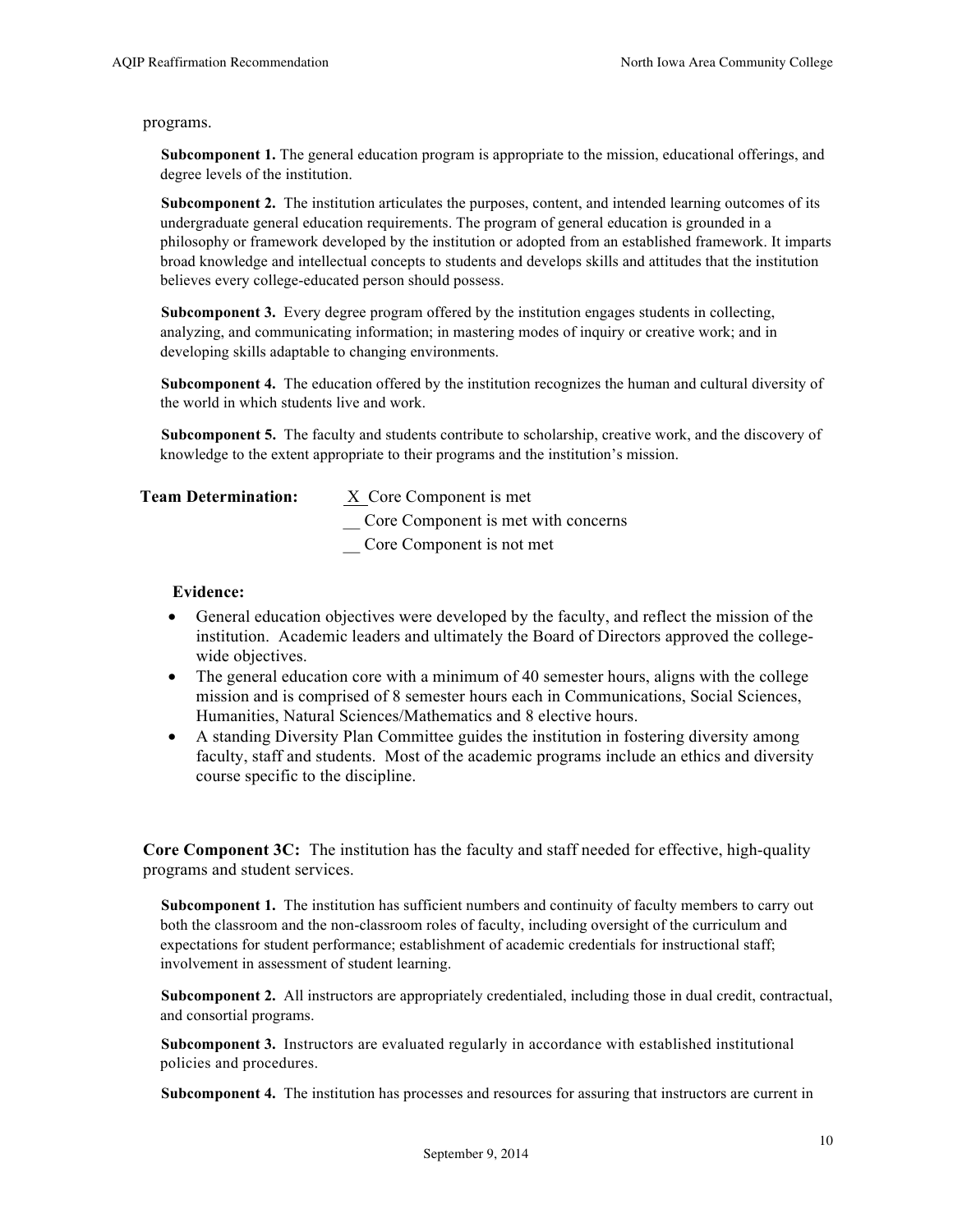programs.

**Subcomponent 1.** The general education program is appropriate to the mission, educational offerings, and degree levels of the institution.

**Subcomponent 2.** The institution articulates the purposes, content, and intended learning outcomes of its undergraduate general education requirements. The program of general education is grounded in a philosophy or framework developed by the institution or adopted from an established framework. It imparts broad knowledge and intellectual concepts to students and develops skills and attitudes that the institution believes every college-educated person should possess.

**Subcomponent 3.** Every degree program offered by the institution engages students in collecting, analyzing, and communicating information; in mastering modes of inquiry or creative work; and in developing skills adaptable to changing environments.

**Subcomponent 4.** The education offered by the institution recognizes the human and cultural diversity of the world in which students live and work.

**Subcomponent 5.** The faculty and students contribute to scholarship, creative work, and the discovery of knowledge to the extent appropriate to their programs and the institution's mission.

**Team Determination:**
_X_ Core Component is met
__ Core Component is met with concerns
__ Core Component is not met

**Evidence:**

- General education objectives were developed by the faculty, and reflect the mission of the institution. Academic leaders and ultimately the Board of Directors approved the college-wide objectives.
- The general education core with a minimum of 40 semester hours, aligns with the college mission and is comprised of 8 semester hours each in Communications, Social Sciences, Humanities, Natural Sciences/Mathematics and 8 elective hours.
- A standing Diversity Plan Committee guides the institution in fostering diversity among faculty, staff and students. Most of the academic programs include an ethics and diversity course specific to the discipline.

**Core Component 3C:** The institution has the faculty and staff needed for effective, high-quality programs and student services.

**Subcomponent 1.** The institution has sufficient numbers and continuity of faculty members to carry out both the classroom and the non-classroom roles of faculty, including oversight of the curriculum and expectations for student performance; establishment of academic credentials for instructional staff; involvement in assessment of student learning.

**Subcomponent 2.** All instructors are appropriately credentialed, including those in dual credit, contractual, and consortial programs.

**Subcomponent 3.** Instructors are evaluated regularly in accordance with established institutional policies and procedures.

**Subcomponent 4.** The institution has processes and resources for assuring that instructors are current in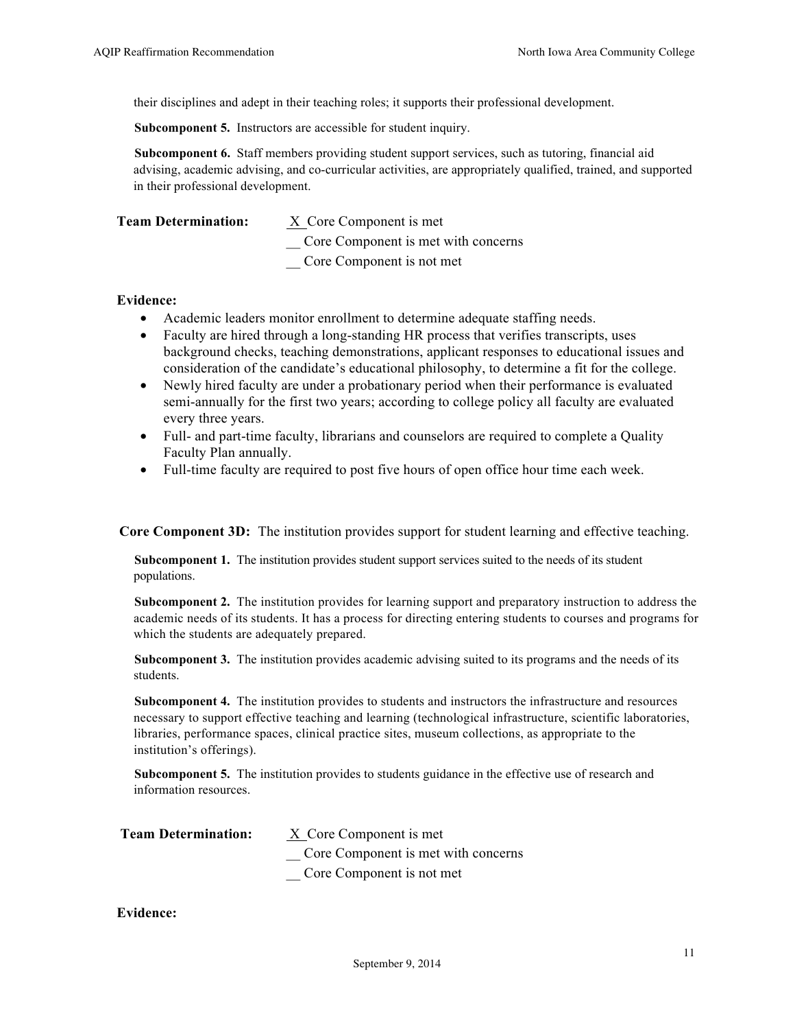their disciplines and adept in their teaching roles; it supports their professional development.

**Subcomponent 5.** Instructors are accessible for student inquiry.

**Subcomponent 6.** Staff members providing student support services, such as tutoring, financial aid advising, academic advising, and co-curricular activities, are appropriately qualified, trained, and supported in their professional development.

**Team Determination:** X Core Component is met
__ Core Component is met with concerns
__ Core Component is not met

**Evidence:**

- Academic leaders monitor enrollment to determine adequate staffing needs.
- Faculty are hired through a long-standing HR process that verifies transcripts, uses background checks, teaching demonstrations, applicant responses to educational issues and consideration of the candidate's educational philosophy, to determine a fit for the college.
- Newly hired faculty are under a probationary period when their performance is evaluated semi-annually for the first two years; according to college policy all faculty are evaluated every three years.
- Full- and part-time faculty, librarians and counselors are required to complete a Quality Faculty Plan annually.
- Full-time faculty are required to post five hours of open office hour time each week.

**Core Component 3D:** The institution provides support for student learning and effective teaching.

**Subcomponent 1.** The institution provides student support services suited to the needs of its student populations.

**Subcomponent 2.** The institution provides for learning support and preparatory instruction to address the academic needs of its students. It has a process for directing entering students to courses and programs for which the students are adequately prepared.

**Subcomponent 3.** The institution provides academic advising suited to its programs and the needs of its students.

**Subcomponent 4.** The institution provides to students and instructors the infrastructure and resources necessary to support effective teaching and learning (technological infrastructure, scientific laboratories, libraries, performance spaces, clinical practice sites, museum collections, as appropriate to the institution's offerings).

**Subcomponent 5.** The institution provides to students guidance in the effective use of research and information resources.

**Team Determination:** X Core Component is met
__ Core Component is met with concerns
__ Core Component is not met

**Evidence:**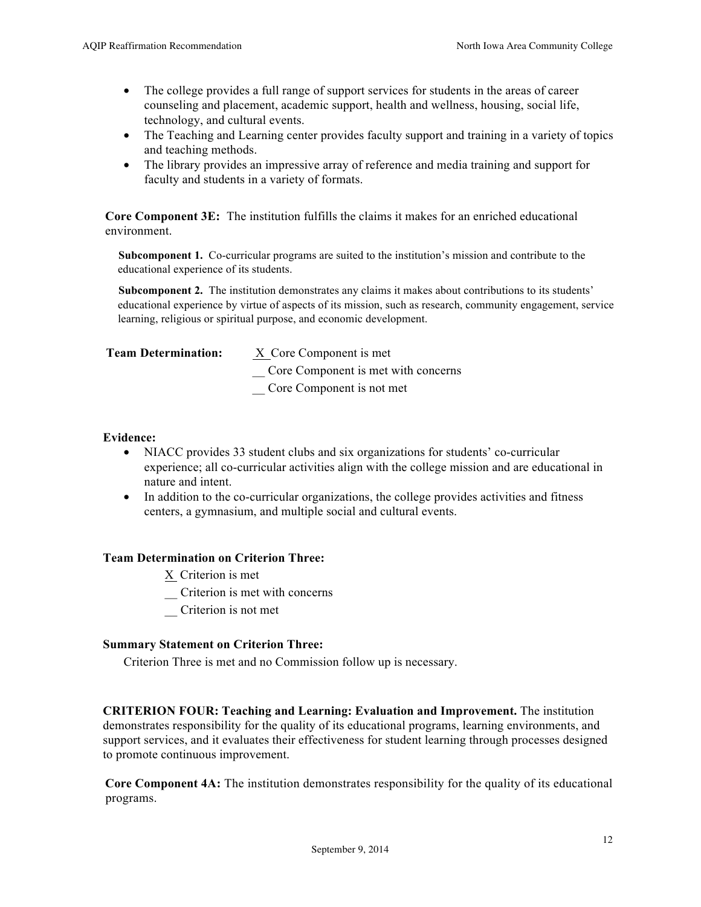- The college provides a full range of support services for students in the areas of career counseling and placement, academic support, health and wellness, housing, social life, technology, and cultural events.
- The Teaching and Learning center provides faculty support and training in a variety of topics and teaching methods.
- The library provides an impressive array of reference and media training and support for faculty and students in a variety of formats.

**Core Component 3E:** The institution fulfills the claims it makes for an enriched educational environment.

**Subcomponent 1.** Co-curricular programs are suited to the institution's mission and contribute to the educational experience of its students.

**Subcomponent 2.** The institution demonstrates any claims it makes about contributions to its students' educational experience by virtue of aspects of its mission, such as research, community engagement, service learning, religious or spiritual purpose, and economic development.

**Team Determination:** X Core Component is met
__ Core Component is met with concerns
__ Core Component is not met

**Evidence:**

- NIACC provides 33 student clubs and six organizations for students' co-curricular experience; all co-curricular activities align with the college mission and are educational in nature and intent.
- In addition to the co-curricular organizations, the college provides activities and fitness centers, a gymnasium, and multiple social and cultural events.

**Team Determination on Criterion Three:**

X Criterion is met
__ Criterion is met with concerns
__ Criterion is not met

**Summary Statement on Criterion Three:**

Criterion Three is met and no Commission follow up is necessary.

**CRITERION FOUR: Teaching and Learning: Evaluation and Improvement.** The institution demonstrates responsibility for the quality of its educational programs, learning environments, and support services, and it evaluates their effectiveness for student learning through processes designed to promote continuous improvement.

**Core Component 4A:** The institution demonstrates responsibility for the quality of its educational programs.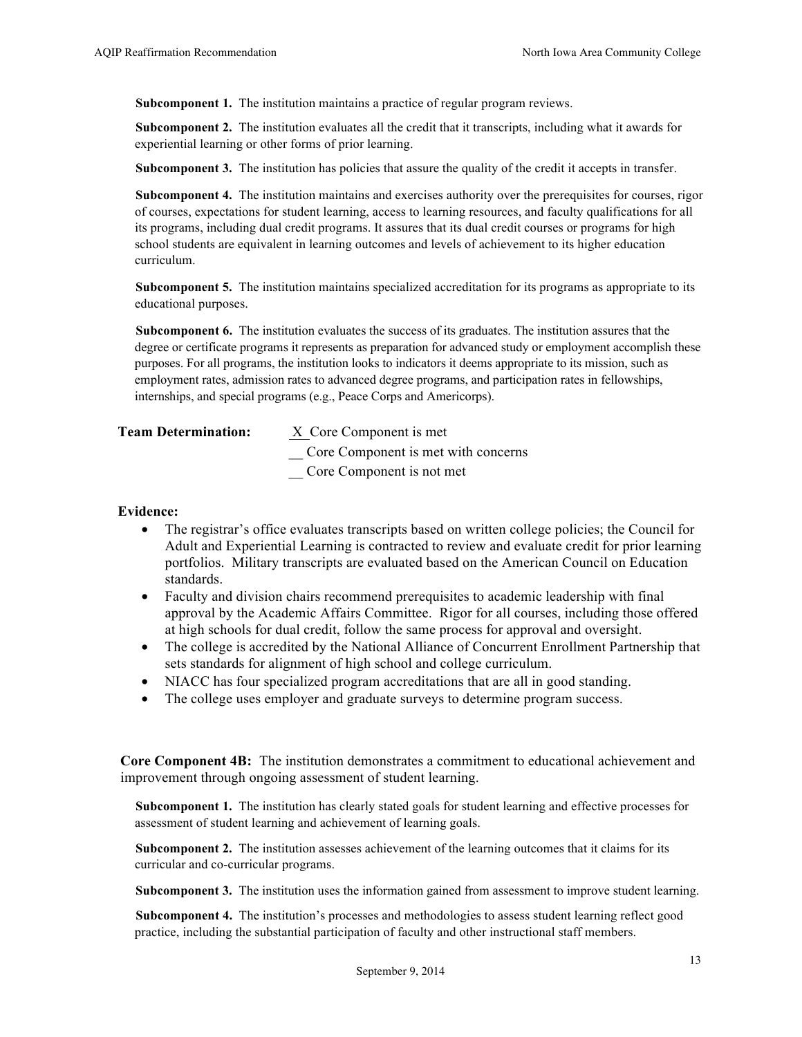**Subcomponent 1.** The institution maintains a practice of regular program reviews.

**Subcomponent 2.** The institution evaluates all the credit that it transcripts, including what it awards for experiential learning or other forms of prior learning.

**Subcomponent 3.** The institution has policies that assure the quality of the credit it accepts in transfer.

**Subcomponent 4.** The institution maintains and exercises authority over the prerequisites for courses, rigor of courses, expectations for student learning, access to learning resources, and faculty qualifications for all its programs, including dual credit programs. It assures that its dual credit courses or programs for high school students are equivalent in learning outcomes and levels of achievement to its higher education curriculum.

**Subcomponent 5.** The institution maintains specialized accreditation for its programs as appropriate to its educational purposes.

**Subcomponent 6.** The institution evaluates the success of its graduates. The institution assures that the degree or certificate programs it represents as preparation for advanced study or employment accomplish these purposes. For all programs, the institution looks to indicators it deems appropriate to its mission, such as employment rates, admission rates to advanced degree programs, and participation rates in fellowships, internships, and special programs (e.g., Peace Corps and Americorps).

**Team Determination:** X Core Component is met
__ Core Component is met with concerns
__ Core Component is not met

**Evidence:**

- The registrar's office evaluates transcripts based on written college policies; the Council for Adult and Experiential Learning is contracted to review and evaluate credit for prior learning portfolios. Military transcripts are evaluated based on the American Council on Education standards.
- Faculty and division chairs recommend prerequisites to academic leadership with final approval by the Academic Affairs Committee. Rigor for all courses, including those offered at high schools for dual credit, follow the same process for approval and oversight.
- The college is accredited by the National Alliance of Concurrent Enrollment Partnership that sets standards for alignment of high school and college curriculum.
- NIACC has four specialized program accreditations that are all in good standing.
- The college uses employer and graduate surveys to determine program success.

**Core Component 4B:** The institution demonstrates a commitment to educational achievement and improvement through ongoing assessment of student learning.

**Subcomponent 1.** The institution has clearly stated goals for student learning and effective processes for assessment of student learning and achievement of learning goals.

**Subcomponent 2.** The institution assesses achievement of the learning outcomes that it claims for its curricular and co-curricular programs.

**Subcomponent 3.** The institution uses the information gained from assessment to improve student learning.

**Subcomponent 4.** The institution's processes and methodologies to assess student learning reflect good practice, including the substantial participation of faculty and other instructional staff members.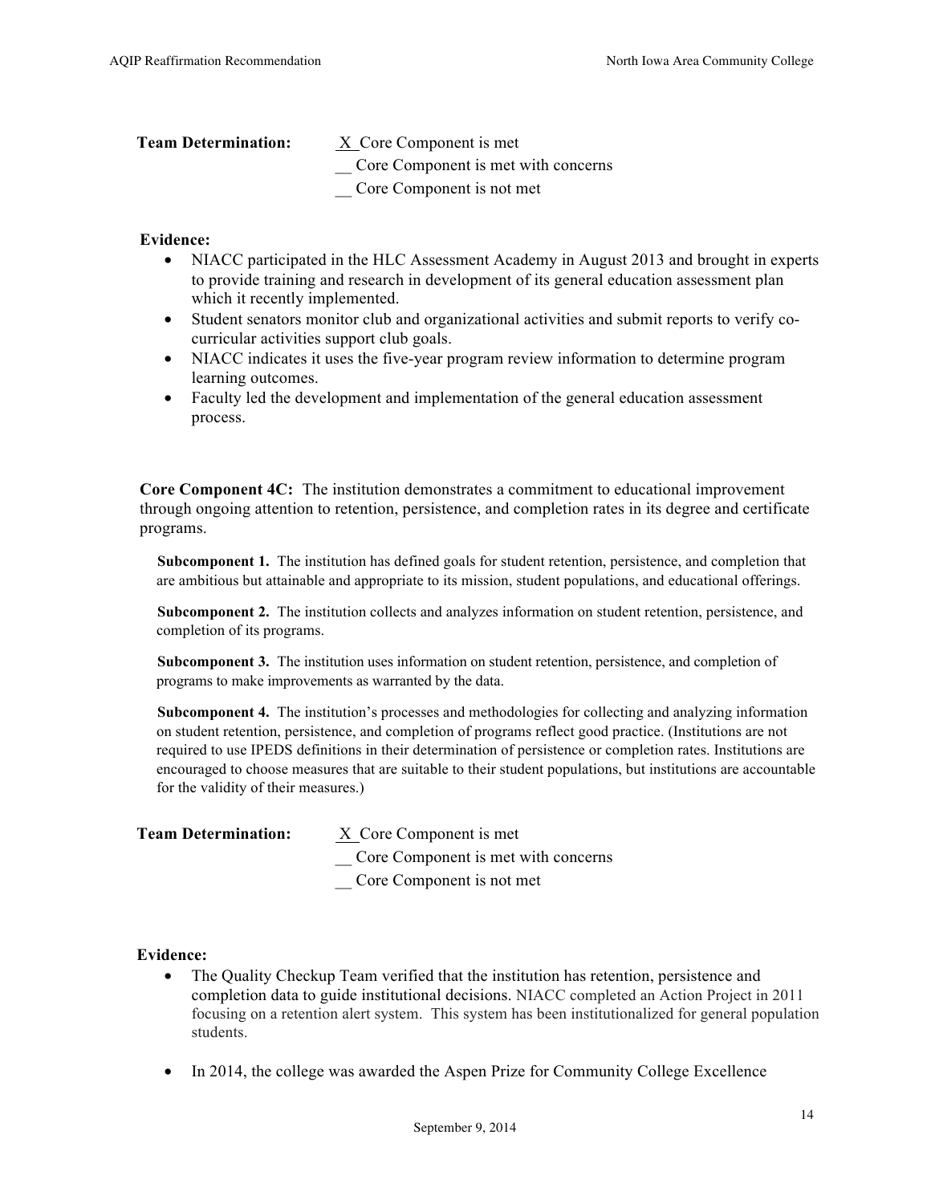**Team Determination:** X Core Component is met
__ Core Component is met with concerns
__ Core Component is not met

**Evidence:**

- NIACC participated in the HLC Assessment Academy in August 2013 and brought in experts to provide training and research in development of its general education assessment plan which it recently implemented.
- Student senators monitor club and organizational activities and submit reports to verify co-curricular activities support club goals.
- NIACC indicates it uses the five-year program review information to determine program learning outcomes.
- Faculty led the development and implementation of the general education assessment process.

**Core Component 4C:** The institution demonstrates a commitment to educational improvement through ongoing attention to retention, persistence, and completion rates in its degree and certificate programs.

**Subcomponent 1.** The institution has defined goals for student retention, persistence, and completion that are ambitious but attainable and appropriate to its mission, student populations, and educational offerings.

**Subcomponent 2.** The institution collects and analyzes information on student retention, persistence, and completion of its programs.

**Subcomponent 3.** The institution uses information on student retention, persistence, and completion of programs to make improvements as warranted by the data.

**Subcomponent 4.** The institution's processes and methodologies for collecting and analyzing information on student retention, persistence, and completion of programs reflect good practice. (Institutions are not required to use IPEDS definitions in their determination of persistence or completion rates. Institutions are encouraged to choose measures that are suitable to their student populations, but institutions are accountable for the validity of their measures.)

**Team Determination:** X Core Component is met
__ Core Component is met with concerns
__ Core Component is not met

**Evidence:**

- The Quality Checkup Team verified that the institution has retention, persistence and completion data to guide institutional decisions. NIACC completed an Action Project in 2011 focusing on a retention alert system. This system has been institutionalized for general population students.
- In 2014, the college was awarded the Aspen Prize for Community College Excellence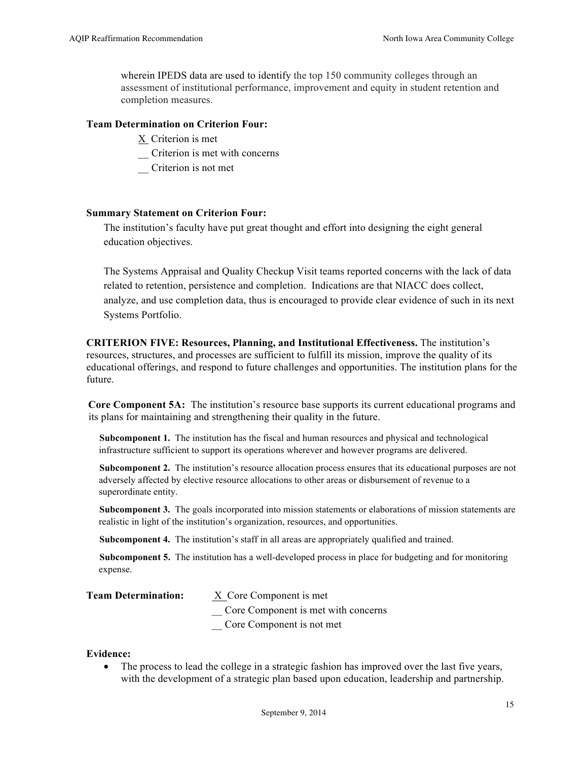wherein IPEDS data are used to identify the top 150 community colleges through an assessment of institutional performance, improvement and equity in student retention and completion measures.

**Team Determination on Criterion Four:**

X Criterion is met
__ Criterion is met with concerns
__ Criterion is not met

**Summary Statement on Criterion Four:**

The institution's faculty have put great thought and effort into designing the eight general education objectives.

The Systems Appraisal and Quality Checkup Visit teams reported concerns with the lack of data related to retention, persistence and completion. Indications are that NIACC does collect, analyze, and use completion data, thus is encouraged to provide clear evidence of such in its next Systems Portfolio.

**CRITERION FIVE: Resources, Planning, and Institutional Effectiveness.** The institution's resources, structures, and processes are sufficient to fulfill its mission, improve the quality of its educational offerings, and respond to future challenges and opportunities. The institution plans for the future.

**Core Component 5A:** The institution's resource base supports its current educational programs and its plans for maintaining and strengthening their quality in the future.

**Subcomponent 1.** The institution has the fiscal and human resources and physical and technological infrastructure sufficient to support its operations wherever and however programs are delivered.

**Subcomponent 2.** The institution's resource allocation process ensures that its educational purposes are not adversely affected by elective resource allocations to other areas or disbursement of revenue to a superordinate entity.

**Subcomponent 3.** The goals incorporated into mission statements or elaborations of mission statements are realistic in light of the institution's organization, resources, and opportunities.

**Subcomponent 4.** The institution's staff in all areas are appropriately qualified and trained.

**Subcomponent 5.** The institution has a well-developed process in place for budgeting and for monitoring expense.

**Team Determination:**

X Core Component is met
__ Core Component is met with concerns
__ Core Component is not met

**Evidence:**

- The process to lead the college in a strategic fashion has improved over the last five years, with the development of a strategic plan based upon education, leadership and partnership.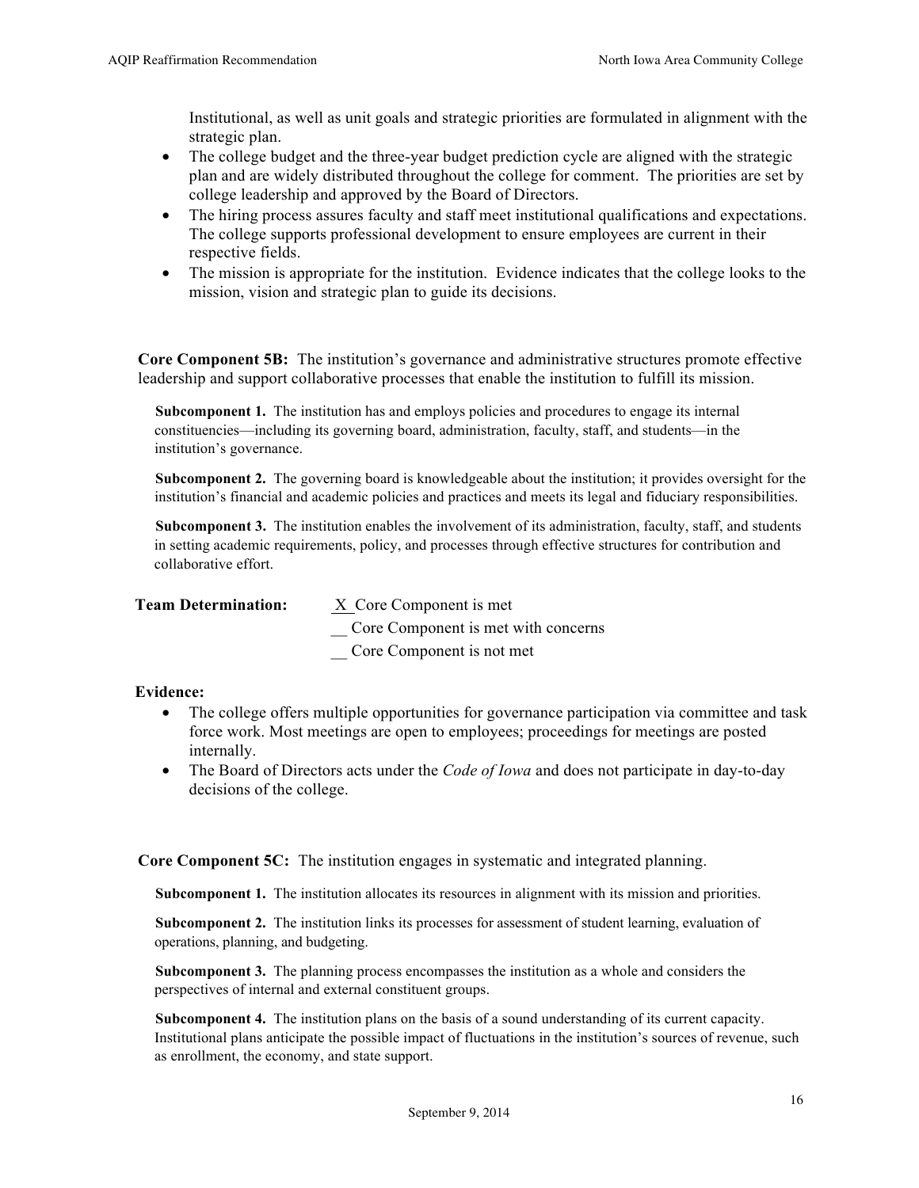Institutional, as well as unit goals and strategic priorities are formulated in alignment with the strategic plan.

- The college budget and the three-year budget prediction cycle are aligned with the strategic plan and are widely distributed throughout the college for comment. The priorities are set by college leadership and approved by the Board of Directors.
- The hiring process assures faculty and staff meet institutional qualifications and expectations. The college supports professional development to ensure employees are current in their respective fields.
- The mission is appropriate for the institution. Evidence indicates that the college looks to the mission, vision and strategic plan to guide its decisions.

**Core Component 5B:** The institution's governance and administrative structures promote effective leadership and support collaborative processes that enable the institution to fulfill its mission.

**Subcomponent 1.** The institution has and employs policies and procedures to engage its internal constituencies—including its governing board, administration, faculty, staff, and students—in the institution's governance.

**Subcomponent 2.** The governing board is knowledgeable about the institution; it provides oversight for the institution's financial and academic policies and practices and meets its legal and fiduciary responsibilities.

**Subcomponent 3.** The institution enables the involvement of its administration, faculty, staff, and students in setting academic requirements, policy, and processes through effective structures for contribution and collaborative effort.

**Team Determination:** X Core Component is met
__ Core Component is met with concerns
__ Core Component is not met

**Evidence:**

- The college offers multiple opportunities for governance participation via committee and task force work. Most meetings are open to employees; proceedings for meetings are posted internally.
- The Board of Directors acts under the *Code of Iowa* and does not participate in day-to-day decisions of the college.

**Core Component 5C:** The institution engages in systematic and integrated planning.

**Subcomponent 1.** The institution allocates its resources in alignment with its mission and priorities.

**Subcomponent 2.** The institution links its processes for assessment of student learning, evaluation of operations, planning, and budgeting.

**Subcomponent 3.** The planning process encompasses the institution as a whole and considers the perspectives of internal and external constituent groups.

**Subcomponent 4.** The institution plans on the basis of a sound understanding of its current capacity. Institutional plans anticipate the possible impact of fluctuations in the institution's sources of revenue, such as enrollment, the economy, and state support.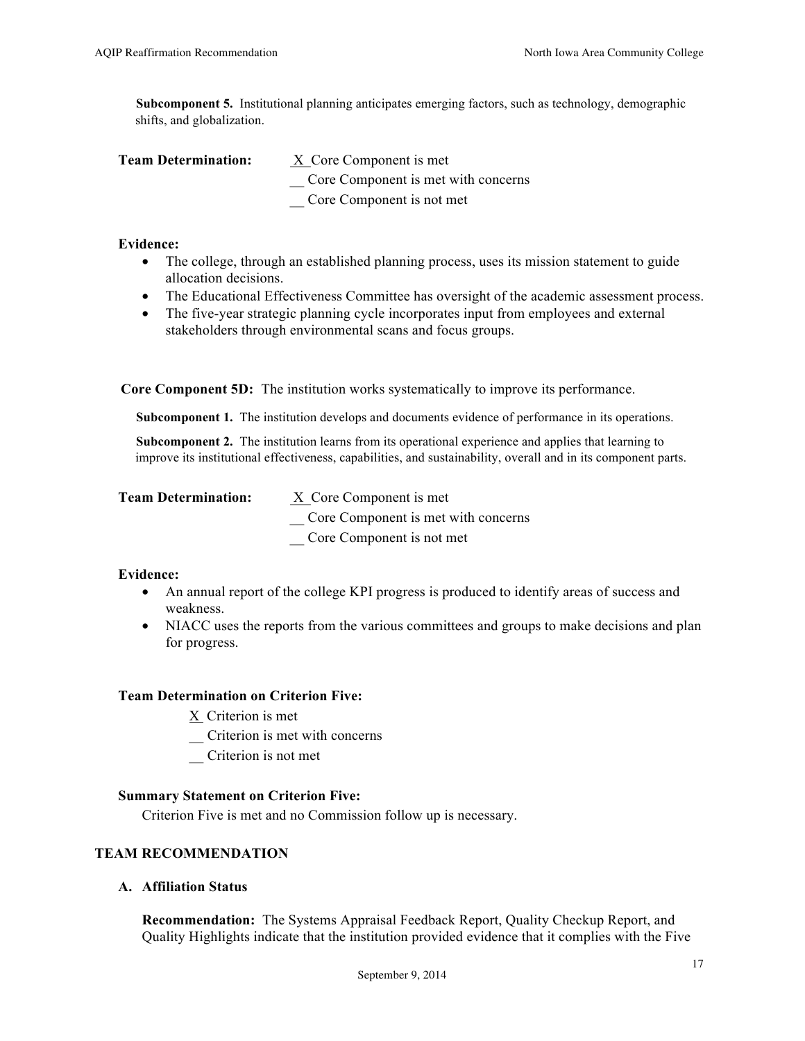**Subcomponent 5.** Institutional planning anticipates emerging factors, such as technology, demographic shifts, and globalization.

**Team Determination:** X Core Component is met
__ Core Component is met with concerns
__ Core Component is not met

**Evidence:**

- The college, through an established planning process, uses its mission statement to guide allocation decisions.
- The Educational Effectiveness Committee has oversight of the academic assessment process.
- The five-year strategic planning cycle incorporates input from employees and external stakeholders through environmental scans and focus groups.

**Core Component 5D:** The institution works systematically to improve its performance.

**Subcomponent 1.** The institution develops and documents evidence of performance in its operations.

**Subcomponent 2.** The institution learns from its operational experience and applies that learning to improve its institutional effectiveness, capabilities, and sustainability, overall and in its component parts.

**Team Determination:** X Core Component is met
__ Core Component is met with concerns
__ Core Component is not met

**Evidence:**

- An annual report of the college KPI progress is produced to identify areas of success and weakness.
- NIACC uses the reports from the various committees and groups to make decisions and plan for progress.

**Team Determination on Criterion Five:**

X Criterion is met
__ Criterion is met with concerns
__ Criterion is not met

**Summary Statement on Criterion Five:**
Criterion Five is met and no Commission follow up is necessary.

## TEAM RECOMMENDATION

### A. Affiliation Status

**Recommendation:** The Systems Appraisal Feedback Report, Quality Checkup Report, and Quality Highlights indicate that the institution provided evidence that it complies with the Five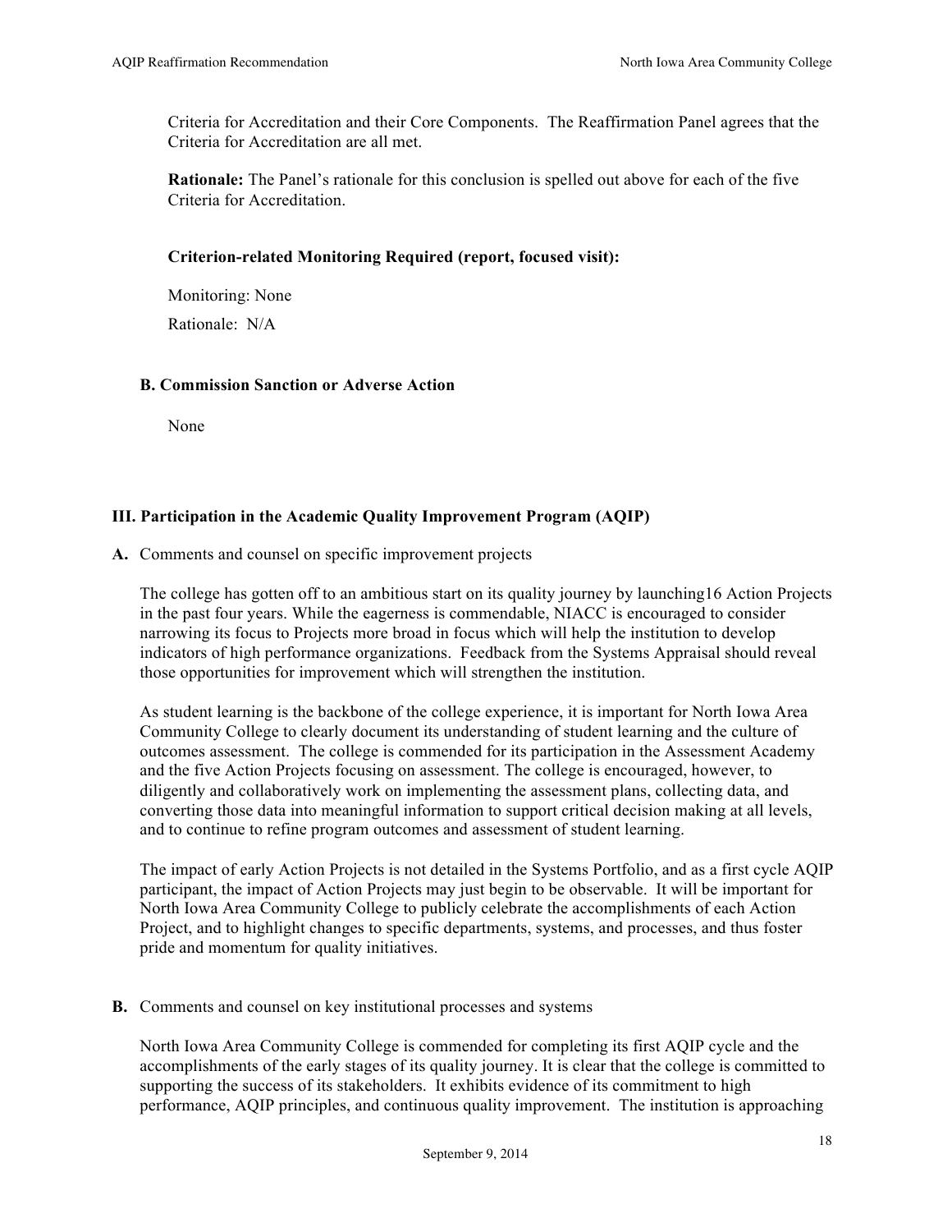Criteria for Accreditation and their Core Components. The Reaffirmation Panel agrees that the Criteria for Accreditation are all met.

**Rationale:** The Panel's rationale for this conclusion is spelled out above for each of the five Criteria for Accreditation.

**Criterion-related Monitoring Required (report, focused visit):**

Monitoring: None

Rationale: N/A

**B. Commission Sanction or Adverse Action**

None

### III. Participation in the Academic Quality Improvement Program (AQIP)

**A.** Comments and counsel on specific improvement projects

The college has gotten off to an ambitious start on its quality journey by launching16 Action Projects in the past four years. While the eagerness is commendable, NIACC is encouraged to consider narrowing its focus to Projects more broad in focus which will help the institution to develop indicators of high performance organizations. Feedback from the Systems Appraisal should reveal those opportunities for improvement which will strengthen the institution.

As student learning is the backbone of the college experience, it is important for North Iowa Area Community College to clearly document its understanding of student learning and the culture of outcomes assessment. The college is commended for its participation in the Assessment Academy and the five Action Projects focusing on assessment. The college is encouraged, however, to diligently and collaboratively work on implementing the assessment plans, collecting data, and converting those data into meaningful information to support critical decision making at all levels, and to continue to refine program outcomes and assessment of student learning.

The impact of early Action Projects is not detailed in the Systems Portfolio, and as a first cycle AQIP participant, the impact of Action Projects may just begin to be observable. It will be important for North Iowa Area Community College to publicly celebrate the accomplishments of each Action Project, and to highlight changes to specific departments, systems, and processes, and thus foster pride and momentum for quality initiatives.

**B.** Comments and counsel on key institutional processes and systems

North Iowa Area Community College is commended for completing its first AQIP cycle and the accomplishments of the early stages of its quality journey. It is clear that the college is committed to supporting the success of its stakeholders. It exhibits evidence of its commitment to high performance, AQIP principles, and continuous quality improvement. The institution is approaching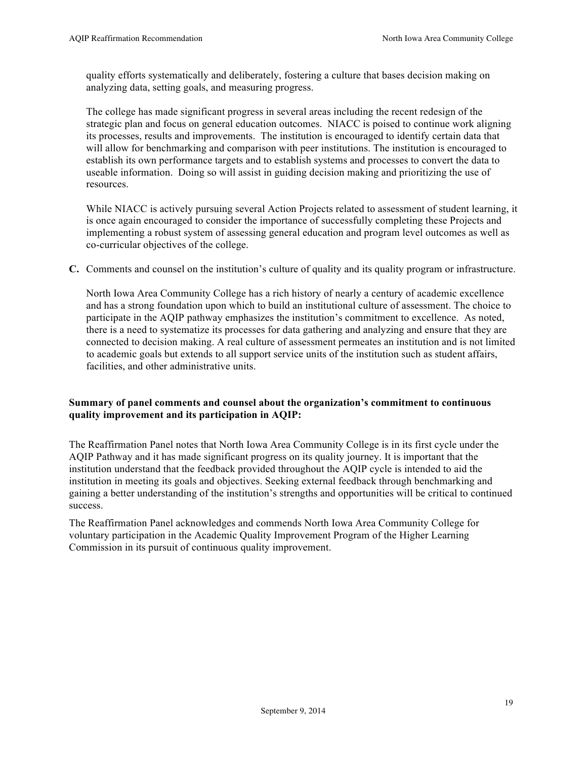quality efforts systematically and deliberately, fostering a culture that bases decision making on analyzing data, setting goals, and measuring progress.

The college has made significant progress in several areas including the recent redesign of the strategic plan and focus on general education outcomes. NIACC is poised to continue work aligning its processes, results and improvements. The institution is encouraged to identify certain data that will allow for benchmarking and comparison with peer institutions. The institution is encouraged to establish its own performance targets and to establish systems and processes to convert the data to useable information. Doing so will assist in guiding decision making and prioritizing the use of resources.

While NIACC is actively pursuing several Action Projects related to assessment of student learning, it is once again encouraged to consider the importance of successfully completing these Projects and implementing a robust system of assessing general education and program level outcomes as well as co-curricular objectives of the college.

**C.** Comments and counsel on the institution's culture of quality and its quality program or infrastructure.

North Iowa Area Community College has a rich history of nearly a century of academic excellence and has a strong foundation upon which to build an institutional culture of assessment. The choice to participate in the AQIP pathway emphasizes the institution's commitment to excellence. As noted, there is a need to systematize its processes for data gathering and analyzing and ensure that they are connected to decision making. A real culture of assessment permeates an institution and is not limited to academic goals but extends to all support service units of the institution such as student affairs, facilities, and other administrative units.

**Summary of panel comments and counsel about the organization's commitment to continuous quality improvement and its participation in AQIP:**

The Reaffirmation Panel notes that North Iowa Area Community College is in its first cycle under the AQIP Pathway and it has made significant progress on its quality journey. It is important that the institution understand that the feedback provided throughout the AQIP cycle is intended to aid the institution in meeting its goals and objectives. Seeking external feedback through benchmarking and gaining a better understanding of the institution's strengths and opportunities will be critical to continued success.

The Reaffirmation Panel acknowledges and commends North Iowa Area Community College for voluntary participation in the Academic Quality Improvement Program of the Higher Learning Commission in its pursuit of continuous quality improvement.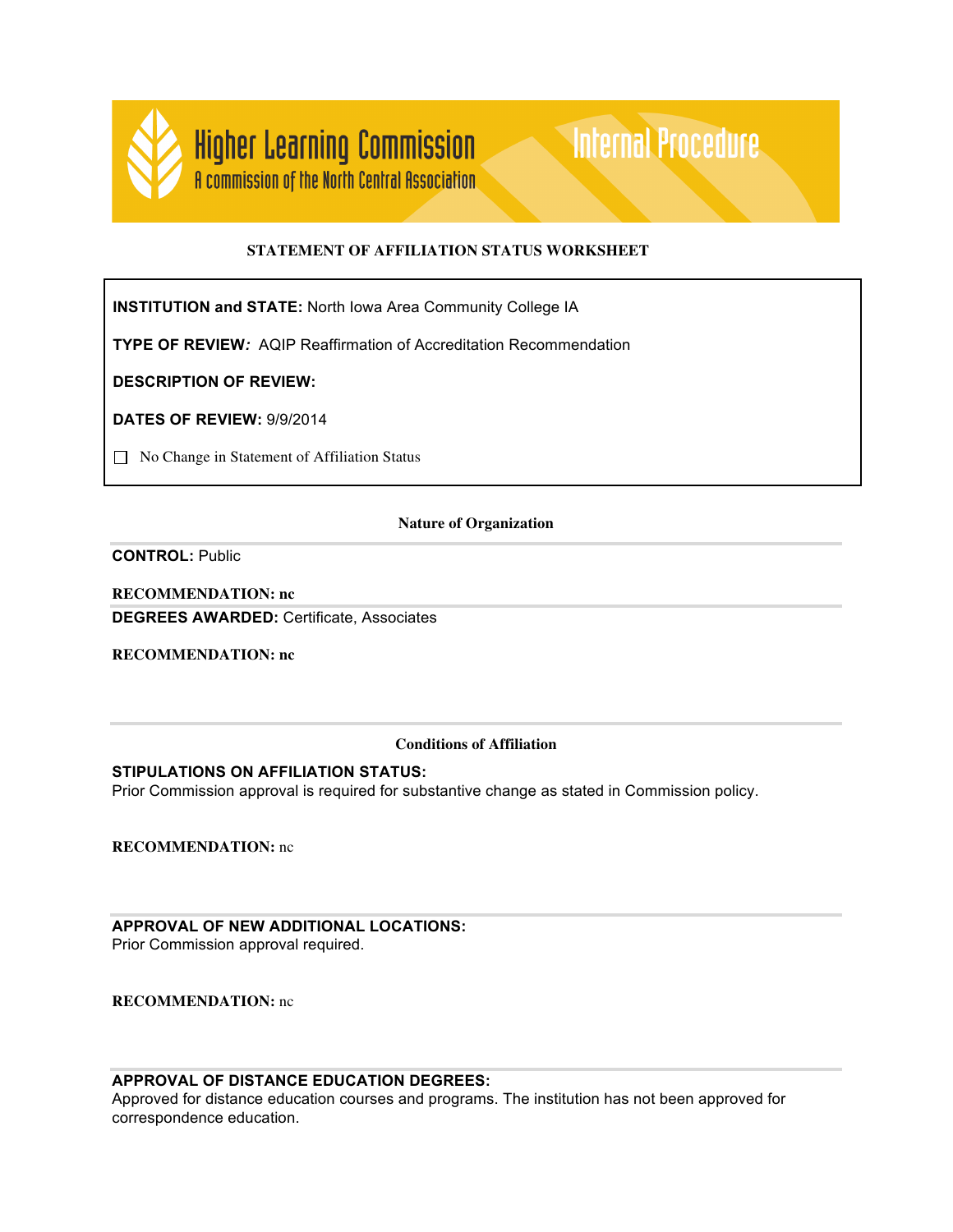Higher Learning Commission
A commission of the North Central Association

Internal Procedure

## STATEMENT OF AFFILIATION STATUS WORKSHEET

**INSTITUTION and STATE:** North Iowa Area Community College IA

**TYPE OF REVIEW:** AQIP Reaffirmation of Accreditation Recommendation

**DESCRIPTION OF REVIEW:**

**DATES OF REVIEW:** 9/9/2014

☐ No Change in Statement of Affiliation Status

### Nature of Organization

**CONTROL:** Public

**RECOMMENDATION: nc**

**DEGREES AWARDED:** Certificate, Associates

**RECOMMENDATION: nc**

### Conditions of Affiliation

**STIPULATIONS ON AFFILIATION STATUS:**
Prior Commission approval is required for substantive change as stated in Commission policy.

**RECOMMENDATION:** nc

**APPROVAL OF NEW ADDITIONAL LOCATIONS:**
Prior Commission approval required.

**RECOMMENDATION:** nc

**APPROVAL OF DISTANCE EDUCATION DEGREES:**
Approved for distance education courses and programs. The institution has not been approved for correspondence education.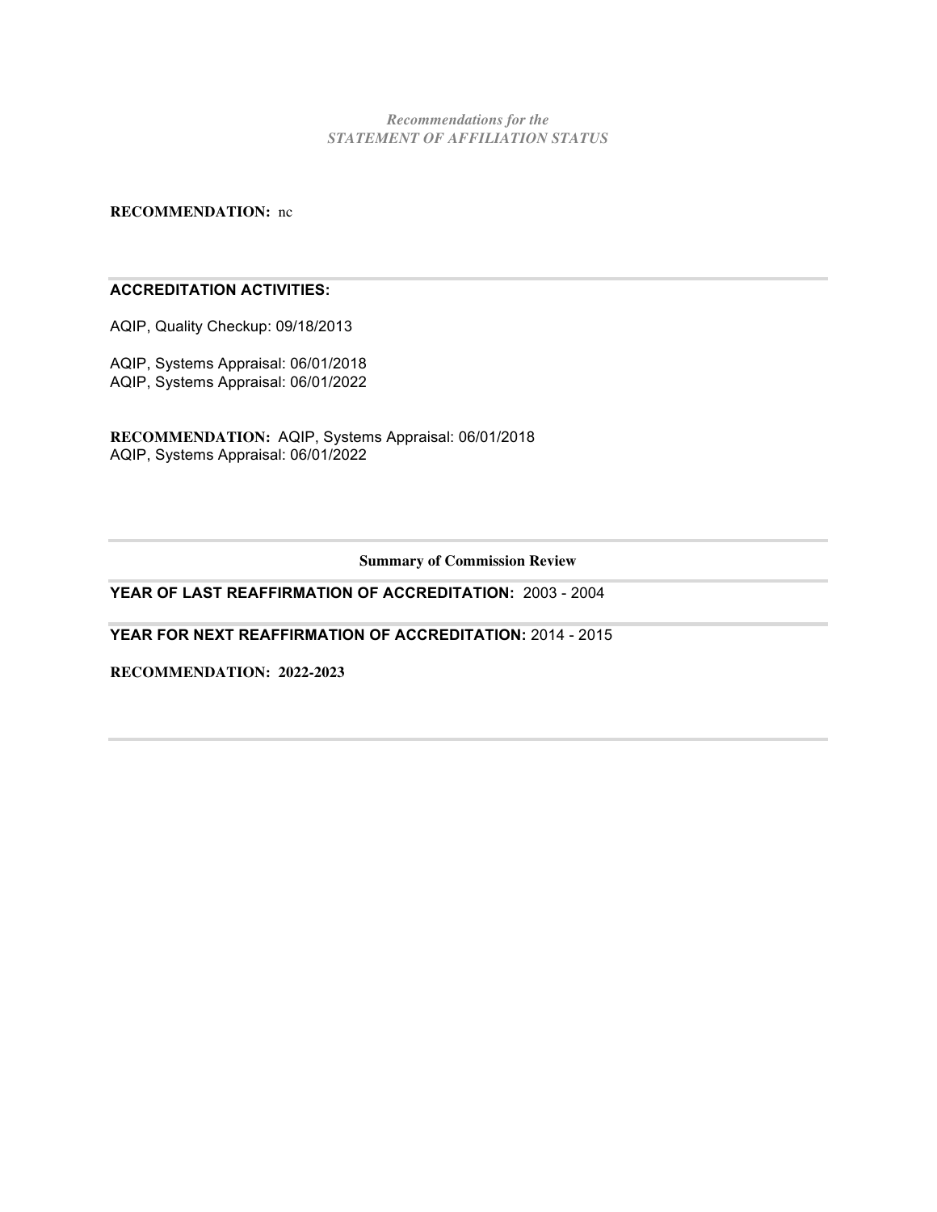*Recommendations for the*
*STATEMENT OF AFFILIATION STATUS*

**RECOMMENDATION:** nc

---

**ACCREDITATION ACTIVITIES:**

AQIP, Quality Checkup: 09/18/2013

AQIP, Systems Appraisal: 06/01/2018
AQIP, Systems Appraisal: 06/01/2022

**RECOMMENDATION:** AQIP, Systems Appraisal: 06/01/2018
AQIP, Systems Appraisal: 06/01/2022

---

**Summary of Commission Review**

---

**YEAR OF LAST REAFFIRMATION OF ACCREDITATION:** 2003 - 2004

---

**YEAR FOR NEXT REAFFIRMATION OF ACCREDITATION:** 2014 - 2015

**RECOMMENDATION: 2022-2023**

---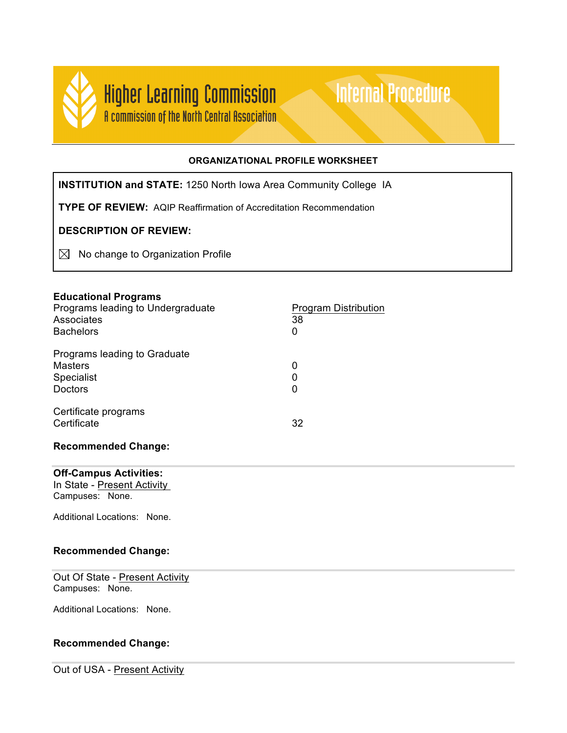Higher Learning Commission
A commission of the North Central Association

Internal Procedure

### ORGANIZATIONAL PROFILE WORKSHEET

**INSTITUTION and STATE:** 1250 North Iowa Area Community College IA

**TYPE OF REVIEW:** AQIP Reaffirmation of Accreditation Recommendation

**DESCRIPTION OF REVIEW:**

☒ No change to Organization Profile

**Educational Programs**

| Programs leading to Undergraduate | Program Distribution |
|---|---|
| Associates | 38 |
| Bachelors | 0 |
| **Programs leading to Graduate** | |
| Masters | 0 |
| Specialist | 0 |
| Doctors | 0 |
| **Certificate programs** | |
| Certificate | 32 |

**Recommended Change:**

---

**Off-Campus Activities:**

In State - Present Activity

Campuses: None.

Additional Locations: None.

**Recommended Change:**

---

Out Of State - Present Activity

Campuses: None.

Additional Locations: None.

**Recommended Change:**

---

Out of USA - Present Activity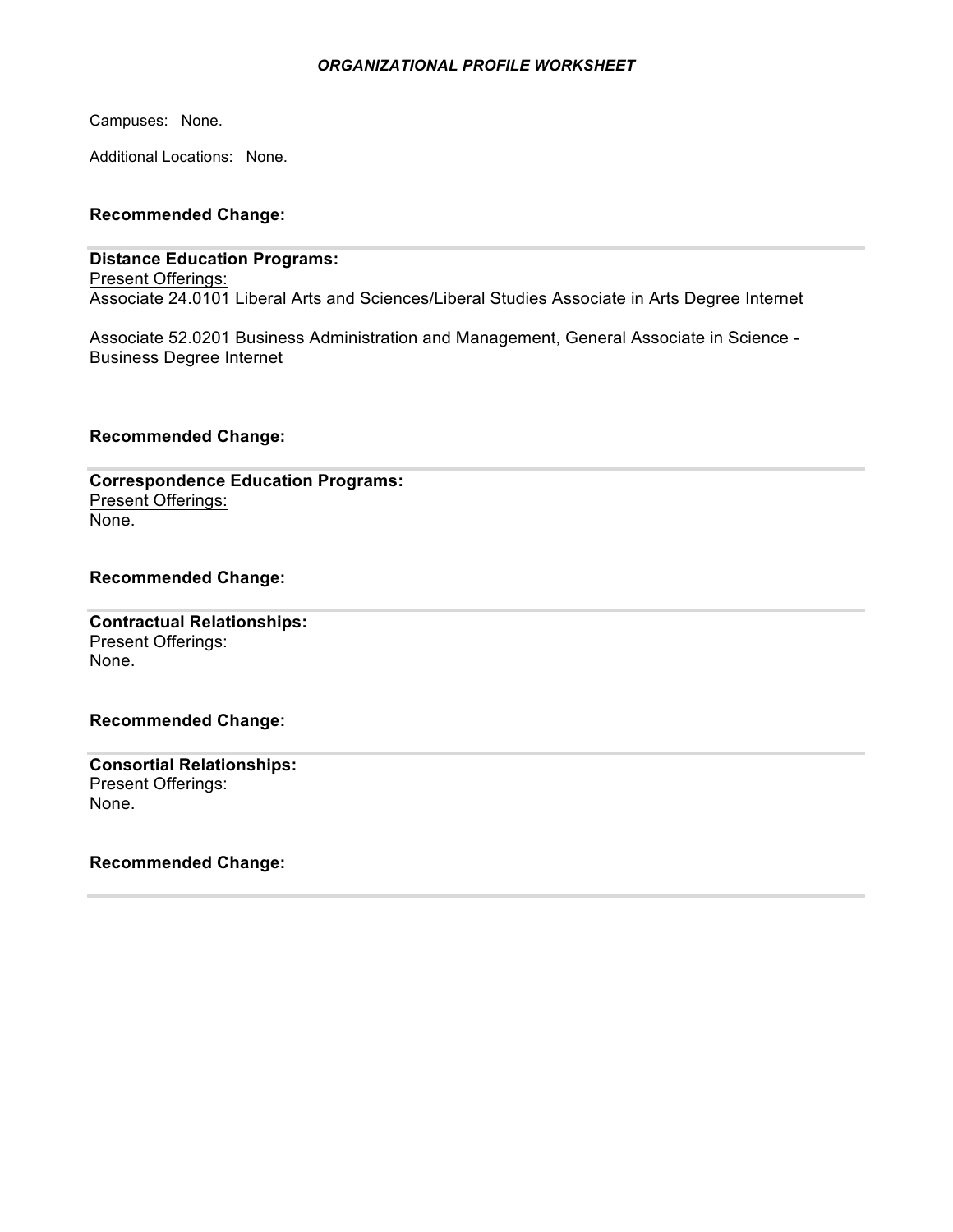*ORGANIZATIONAL PROFILE WORKSHEET*

Campuses: None.

Additional Locations: None.

**Recommended Change:**

---

**Distance Education Programs:**

Present Offerings:

Associate 24.0101 Liberal Arts and Sciences/Liberal Studies Associate in Arts Degree Internet

Associate 52.0201 Business Administration and Management, General Associate in Science - Business Degree Internet

**Recommended Change:**

---

**Correspondence Education Programs:**

Present Offerings:

None.

**Recommended Change:**

---

**Contractual Relationships:**

Present Offerings:

None.

**Recommended Change:**

---

**Consortial Relationships:**

Present Offerings:

None.

**Recommended Change:**

---